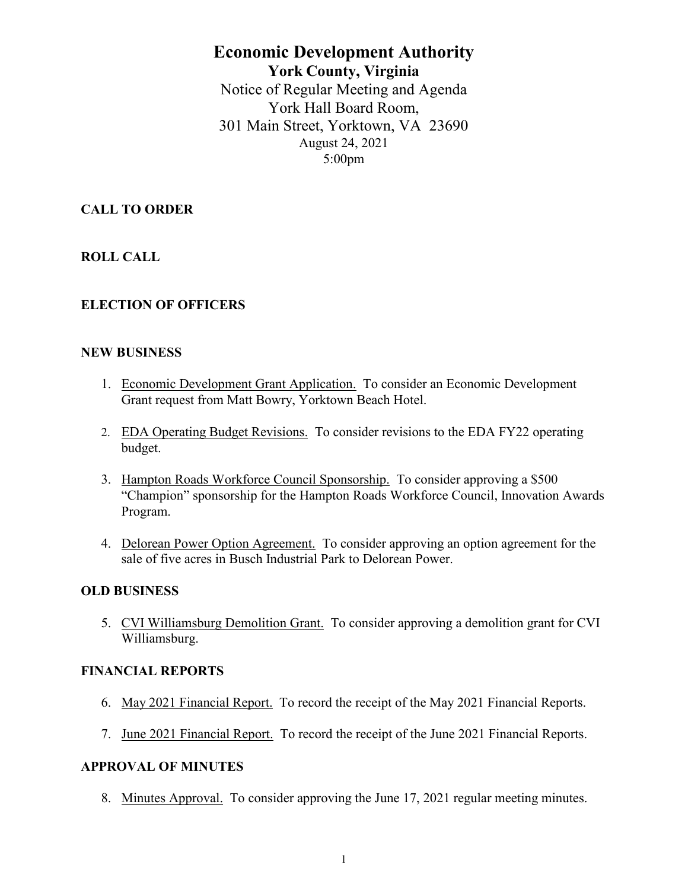# Economic Development Authority

## York County, Virginia

Notice of Regular Meeting and Agenda
York Hall Board Room,
301 Main Street, Yorktown, VA 23690
August 24, 2021
5:00pm

**CALL TO ORDER**

**ROLL CALL**

**ELECTION OF OFFICERS**

**NEW BUSINESS**

1. Economic Development Grant Application. To consider an Economic Development Grant request from Matt Bowry, Yorktown Beach Hotel.

2. EDA Operating Budget Revisions. To consider revisions to the EDA FY22 operating budget.

3. Hampton Roads Workforce Council Sponsorship. To consider approving a $500 "Champion" sponsorship for the Hampton Roads Workforce Council, Innovation Awards Program.

4. Delorean Power Option Agreement. To consider approving an option agreement for the sale of five acres in Busch Industrial Park to Delorean Power.

**OLD BUSINESS**

5. CVI Williamsburg Demolition Grant. To consider approving a demolition grant for CVI Williamsburg.

**FINANCIAL REPORTS**

6. May 2021 Financial Report. To record the receipt of the May 2021 Financial Reports.

7. June 2021 Financial Report. To record the receipt of the June 2021 Financial Reports.

**APPROVAL OF MINUTES**

8. Minutes Approval. To consider approving the June 17, 2021 regular meeting minutes.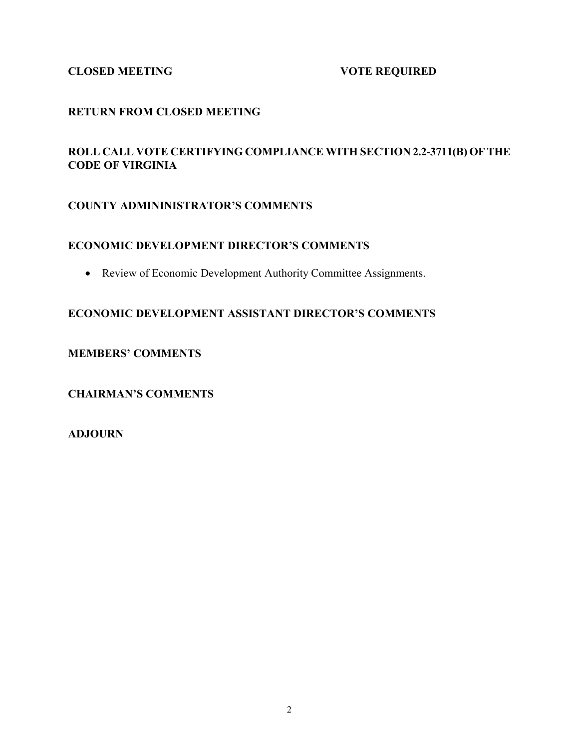**CLOSED MEETING** **VOTE REQUIRED**

**RETURN FROM CLOSED MEETING**

**ROLL CALL VOTE CERTIFYING COMPLIANCE WITH SECTION 2.2-3711(B) OF THE CODE OF VIRGINIA**

**COUNTY ADMINIINISTRATOR'S COMMENTS**

**ECONOMIC DEVELOPMENT DIRECTOR'S COMMENTS**

- Review of Economic Development Authority Committee Assignments.

**ECONOMIC DEVELOPMENT ASSISTANT DIRECTOR'S COMMENTS**

**MEMBERS' COMMENTS**

**CHAIRMAN'S COMMENTS**

**ADJOURN**